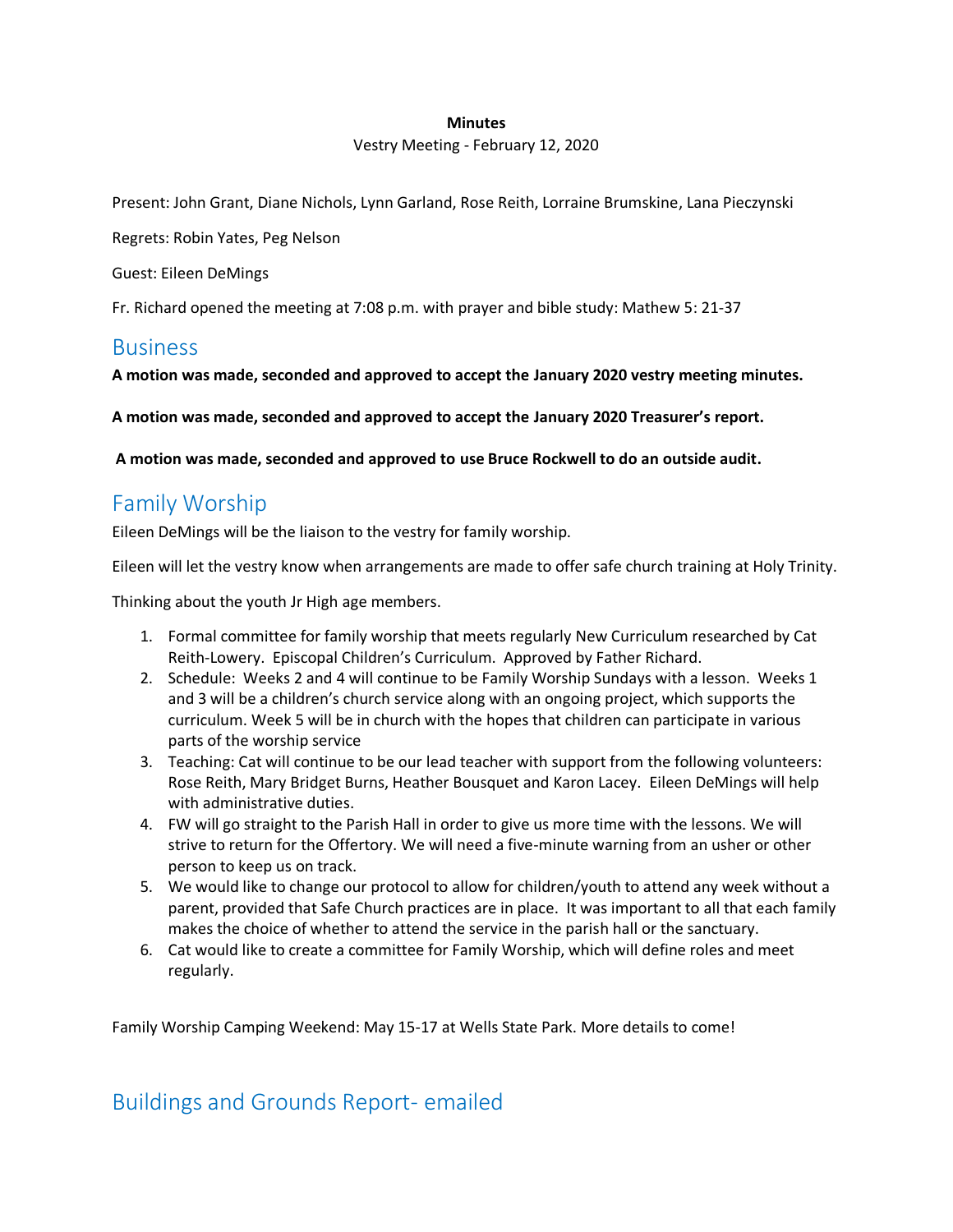**Minutes**

Vestry Meeting - February 12, 2020

Present: John Grant, Diane Nichols, Lynn Garland, Rose Reith, Lorraine Brumskine, Lana Pieczynski

Regrets: Robin Yates, Peg Nelson

Guest: Eileen DeMings

Fr. Richard opened the meeting at 7:08 p.m. with prayer and bible study: Mathew 5: 21-37

## Business

**A motion was made, seconded and approved to accept the January 2020 vestry meeting minutes.**

**A motion was made, seconded and approved to accept the January 2020 Treasurer's report.**

**A motion was made, seconded and approved to use Bruce Rockwell to do an outside audit.**

## Family Worship

Eileen DeMings will be the liaison to the vestry for family worship.

Eileen will let the vestry know when arrangements are made to offer safe church training at Holy Trinity.

Thinking about the youth Jr High age members.

1. Formal committee for family worship that meets regularly New Curriculum researched by Cat Reith-Lowery. Episcopal Children's Curriculum. Approved by Father Richard.
2. Schedule: Weeks 2 and 4 will continue to be Family Worship Sundays with a lesson. Weeks 1 and 3 will be a children's church service along with an ongoing project, which supports the curriculum. Week 5 will be in church with the hopes that children can participate in various parts of the worship service
3. Teaching: Cat will continue to be our lead teacher with support from the following volunteers: Rose Reith, Mary Bridget Burns, Heather Bousquet and Karon Lacey. Eileen DeMings will help with administrative duties.
4. FW will go straight to the Parish Hall in order to give us more time with the lessons. We will strive to return for the Offertory. We will need a five-minute warning from an usher or other person to keep us on track.
5. We would like to change our protocol to allow for children/youth to attend any week without a parent, provided that Safe Church practices are in place. It was important to all that each family makes the choice of whether to attend the service in the parish hall or the sanctuary.
6. Cat would like to create a committee for Family Worship, which will define roles and meet regularly.

Family Worship Camping Weekend: May 15-17 at Wells State Park. More details to come!

## Buildings and Grounds Report- emailed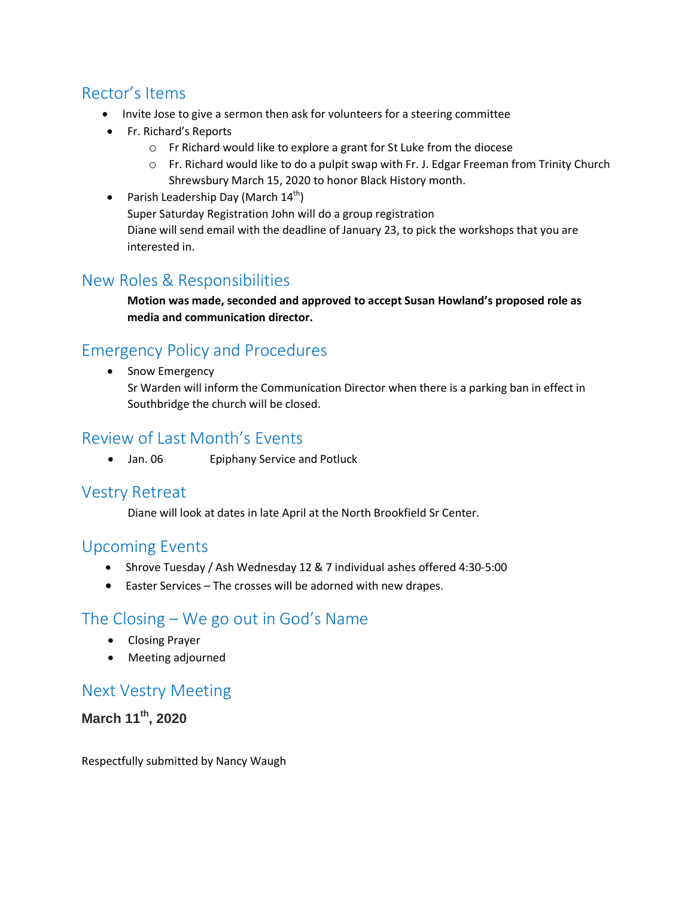## Rector's Items

- Invite Jose to give a sermon then ask for volunteers for a steering committee
- Fr. Richard's Reports
  - Fr Richard would like to explore a grant for St Luke from the diocese
  - Fr. Richard would like to do a pulpit swap with Fr. J. Edgar Freeman from Trinity Church Shrewsbury March 15, 2020 to honor Black History month.
- Parish Leadership Day (March 14th)
  Super Saturday Registration John will do a group registration
  Diane will send email with the deadline of January 23, to pick the workshops that you are interested in.

## New Roles & Responsibilities

**Motion was made, seconded and approved to accept Susan Howland's proposed role as media and communication director.**

## Emergency Policy and Procedures

- Snow Emergency
  Sr Warden will inform the Communication Director when there is a parking ban in effect in Southbridge the church will be closed.

## Review of Last Month's Events

- Jan. 06 Epiphany Service and Potluck

## Vestry Retreat

Diane will look at dates in late April at the North Brookfield Sr Center.

## Upcoming Events

- Shrove Tuesday / Ash Wednesday 12 & 7 individual ashes offered 4:30-5:00
- Easter Services – The crosses will be adorned with new drapes.

## The Closing – We go out in God's Name

- Closing Prayer
- Meeting adjourned

## Next Vestry Meeting

**March 11th, 2020**

Respectfully submitted by Nancy Waugh